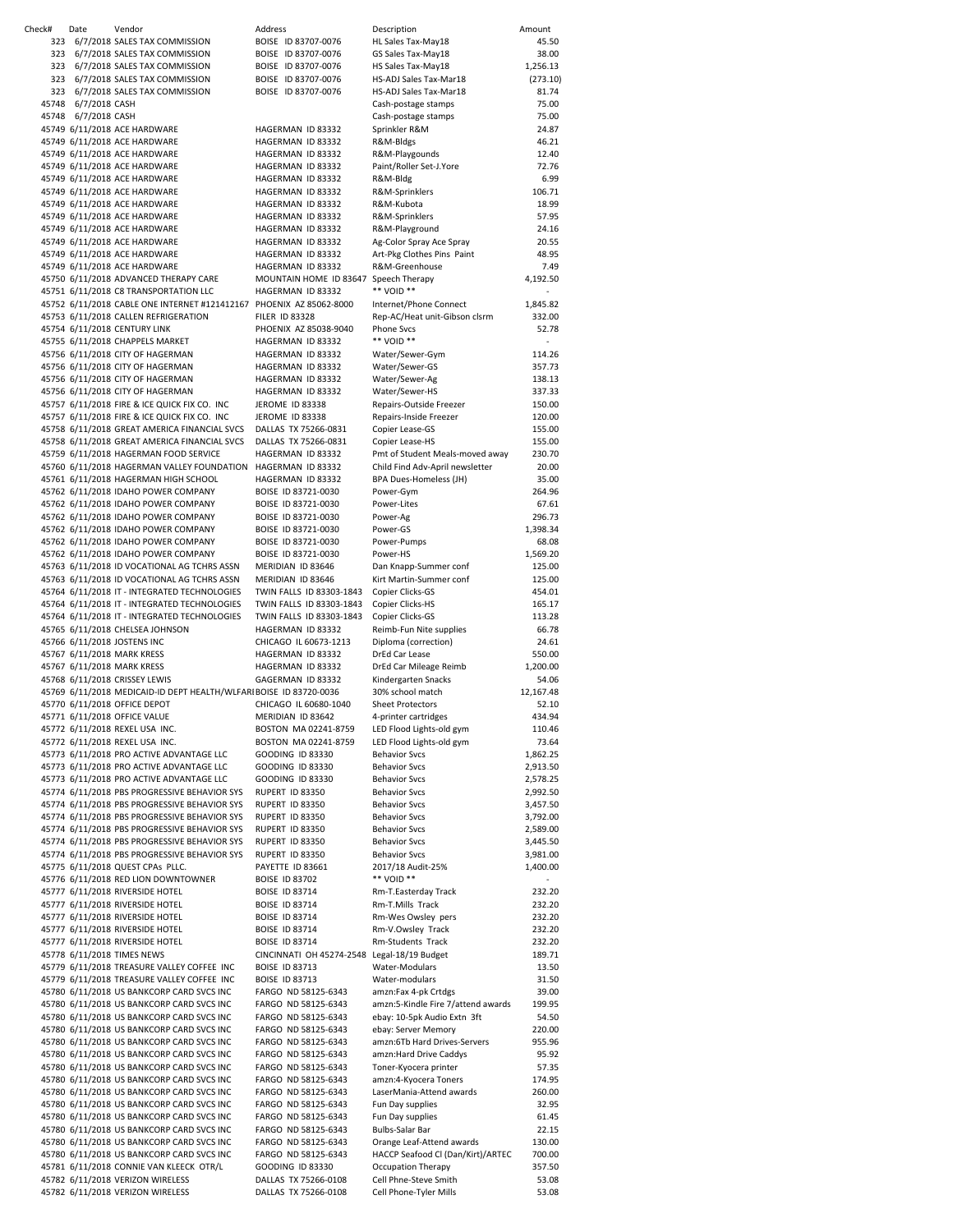| Check# | Date | Vendor | Address | Description | Amount |
|---|---|---|---|---|---|
| 323 | 6/7/2018 | SALES TAX COMMISSION | BOISE ID 83707-0076 | HL Sales Tax-May18 | 45.50 |
| 323 | 6/7/2018 | SALES TAX COMMISSION | BOISE ID 83707-0076 | GS Sales Tax-May18 | 38.00 |
| 323 | 6/7/2018 | SALES TAX COMMISSION | BOISE ID 83707-0076 | HS Sales Tax-May18 | 1,256.13 |
| 323 | 6/7/2018 | SALES TAX COMMISSION | BOISE ID 83707-0076 | HS-ADJ Sales Tax-Mar18 | (273.10) |
| 323 | 6/7/2018 | SALES TAX COMMISSION | BOISE ID 83707-0076 | HS-ADJ Sales Tax-Mar18 | 81.74 |
| 45748 | 6/7/2018 | CASH | | Cash-postage stamps | 75.00 |
| 45748 | 6/7/2018 | CASH | | Cash-postage stamps | 75.00 |
| 45749 | 6/11/2018 | ACE HARDWARE | HAGERMAN ID 83332 | Sprinkler R&M | 24.87 |
| 45749 | 6/11/2018 | ACE HARDWARE | HAGERMAN ID 83332 | R&M-Bldgs | 46.21 |
| 45749 | 6/11/2018 | ACE HARDWARE | HAGERMAN ID 83332 | R&M-Playgounds | 12.40 |
| 45749 | 6/11/2018 | ACE HARDWARE | HAGERMAN ID 83332 | Paint/Roller Set-J.Yore | 72.76 |
| 45749 | 6/11/2018 | ACE HARDWARE | HAGERMAN ID 83332 | R&M-Bldg | 6.99 |
| 45749 | 6/11/2018 | ACE HARDWARE | HAGERMAN ID 83332 | R&M-Sprinklers | 106.71 |
| 45749 | 6/11/2018 | ACE HARDWARE | HAGERMAN ID 83332 | R&M-Kubota | 18.99 |
| 45749 | 6/11/2018 | ACE HARDWARE | HAGERMAN ID 83332 | R&M-Sprinklers | 57.95 |
| 45749 | 6/11/2018 | ACE HARDWARE | HAGERMAN ID 83332 | R&M-Playground | 24.16 |
| 45749 | 6/11/2018 | ACE HARDWARE | HAGERMAN ID 83332 | Ag-Color Spray Ace Spray | 20.55 |
| 45749 | 6/11/2018 | ACE HARDWARE | HAGERMAN ID 83332 | Art-Pkg Clothes Pins Paint | 48.95 |
| 45749 | 6/11/2018 | ACE HARDWARE | HAGERMAN ID 83332 | R&M-Greenhouse | 7.49 |
| 45750 | 6/11/2018 | ADVANCED THERAPY CARE | MOUNTAIN HOME ID 83647 | Speech Therapy | 4,192.50 |
| 45751 | 6/11/2018 | C8 TRANSPORTATION LLC | HAGERMAN ID 83332 | ** VOID ** | - |
| 45752 | 6/11/2018 | CABLE ONE INTERNET #121412167 | PHOENIX AZ 85062-8000 | Internet/Phone Connect | 1,845.82 |
| 45753 | 6/11/2018 | CALLEN REFRIGERATION | FILER ID 83328 | Rep-AC/Heat unit-Gibson clsrm | 332.00 |
| 45754 | 6/11/2018 | CENTURY LINK | PHOENIX AZ 85038-9040 | Phone Svcs | 52.78 |
| 45755 | 6/11/2018 | CHAPPELS MARKET | HAGERMAN ID 83332 | ** VOID ** | - |
| 45756 | 6/11/2018 | CITY OF HAGERMAN | HAGERMAN ID 83332 | Water/Sewer-Gym | 114.26 |
| 45756 | 6/11/2018 | CITY OF HAGERMAN | HAGERMAN ID 83332 | Water/Sewer-GS | 357.73 |
| 45756 | 6/11/2018 | CITY OF HAGERMAN | HAGERMAN ID 83332 | Water/Sewer-Ag | 138.13 |
| 45756 | 6/11/2018 | CITY OF HAGERMAN | HAGERMAN ID 83332 | Water/Sewer-HS | 337.33 |
| 45757 | 6/11/2018 | FIRE & ICE QUICK FIX CO. INC | JEROME ID 83338 | Repairs-Outside Freezer | 150.00 |
| 45757 | 6/11/2018 | FIRE & ICE QUICK FIX CO. INC | JEROME ID 83338 | Repairs-Inside Freezer | 120.00 |
| 45758 | 6/11/2018 | GREAT AMERICA FINANCIAL SVCS | DALLAS TX 75266-0831 | Copier Lease-GS | 155.00 |
| 45758 | 6/11/2018 | GREAT AMERICA FINANCIAL SVCS | DALLAS TX 75266-0831 | Copier Lease-HS | 155.00 |
| 45759 | 6/11/2018 | HAGERMAN FOOD SERVICE | HAGERMAN ID 83332 | Pmt of Student Meals-moved away | 230.70 |
| 45760 | 6/11/2018 | HAGERMAN VALLEY FOUNDATION | HAGERMAN ID 83332 | Child Find Adv-April newsletter | 20.00 |
| 45761 | 6/11/2018 | HAGERMAN HIGH SCHOOL | HAGERMAN ID 83332 | BPA Dues-Homeless (JH) | 35.00 |
| 45762 | 6/11/2018 | IDAHO POWER COMPANY | BOISE ID 83721-0030 | Power-Gym | 264.96 |
| 45762 | 6/11/2018 | IDAHO POWER COMPANY | BOISE ID 83721-0030 | Power-Lites | 67.61 |
| 45762 | 6/11/2018 | IDAHO POWER COMPANY | BOISE ID 83721-0030 | Power-Ag | 296.73 |
| 45762 | 6/11/2018 | IDAHO POWER COMPANY | BOISE ID 83721-0030 | Power-GS | 1,398.34 |
| 45762 | 6/11/2018 | IDAHO POWER COMPANY | BOISE ID 83721-0030 | Power-Pumps | 68.08 |
| 45762 | 6/11/2018 | IDAHO POWER COMPANY | BOISE ID 83721-0030 | Power-HS | 1,569.20 |
| 45763 | 6/11/2018 | ID VOCATIONAL AG TCHRS ASSN | MERIDIAN ID 83646 | Dan Knapp-Summer conf | 125.00 |
| 45763 | 6/11/2018 | ID VOCATIONAL AG TCHRS ASSN | MERIDIAN ID 83646 | Kirt Martin-Summer conf | 125.00 |
| 45764 | 6/11/2018 | IT - INTEGRATED TECHNOLOGIES | TWIN FALLS ID 83303-1843 | Copier Clicks-GS | 454.01 |
| 45764 | 6/11/2018 | IT - INTEGRATED TECHNOLOGIES | TWIN FALLS ID 83303-1843 | Copier Clicks-HS | 165.17 |
| 45764 | 6/11/2018 | IT - INTEGRATED TECHNOLOGIES | TWIN FALLS ID 83303-1843 | Copier Clicks-GS | 113.28 |
| 45765 | 6/11/2018 | CHELSEA JOHNSON | HAGERMAN ID 83332 | Reimb-Fun Nite supplies | 66.78 |
| 45766 | 6/11/2018 | JOSTENS INC | CHICAGO IL 60673-1213 | Diploma (correction) | 24.61 |
| 45767 | 6/11/2018 | MARK KRESS | HAGERMAN ID 83332 | DrEd Car Lease | 550.00 |
| 45767 | 6/11/2018 | MARK KRESS | HAGERMAN ID 83332 | DrEd Car Mileage Reimb | 1,200.00 |
| 45768 | 6/11/2018 | CRISSEY LEWIS | GAGERMAN ID 83332 | Kindergarten Snacks | 54.06 |
| 45769 | 6/11/2018 | MEDICAID-ID DEPT HEALTH/WLFARI | BOISE ID 83720-0036 | 30% school match | 12,167.48 |
| 45770 | 6/11/2018 | OFFICE DEPOT | CHICAGO IL 60680-1040 | Sheet Protectors | 52.10 |
| 45771 | 6/11/2018 | OFFICE VALUE | MERIDIAN ID 83642 | 4-printer cartridges | 434.94 |
| 45772 | 6/11/2018 | REXEL USA INC. | BOSTON MA 02241-8759 | LED Flood Lights-old gym | 110.46 |
| 45772 | 6/11/2018 | REXEL USA INC. | BOSTON MA 02241-8759 | LED Flood Lights-old gym | 73.64 |
| 45773 | 6/11/2018 | PRO ACTIVE ADVANTAGE LLC | GOODING ID 83330 | Behavior Svcs | 1,862.25 |
| 45773 | 6/11/2018 | PRO ACTIVE ADVANTAGE LLC | GOODING ID 83330 | Behavior Svcs | 2,913.50 |
| 45773 | 6/11/2018 | PRO ACTIVE ADVANTAGE LLC | GOODING ID 83330 | Behavior Svcs | 2,578.25 |
| 45774 | 6/11/2018 | PBS PROGRESSIVE BEHAVIOR SYS | RUPERT ID 83350 | Behavior Svcs | 2,992.50 |
| 45774 | 6/11/2018 | PBS PROGRESSIVE BEHAVIOR SYS | RUPERT ID 83350 | Behavior Svcs | 3,457.50 |
| 45774 | 6/11/2018 | PBS PROGRESSIVE BEHAVIOR SYS | RUPERT ID 83350 | Behavior Svcs | 3,792.00 |
| 45774 | 6/11/2018 | PBS PROGRESSIVE BEHAVIOR SYS | RUPERT ID 83350 | Behavior Svcs | 2,589.00 |
| 45774 | 6/11/2018 | PBS PROGRESSIVE BEHAVIOR SYS | RUPERT ID 83350 | Behavior Svcs | 3,445.50 |
| 45774 | 6/11/2018 | PBS PROGRESSIVE BEHAVIOR SYS | RUPERT ID 83350 | Behavior Svcs | 3,981.00 |
| 45775 | 6/11/2018 | QUEST CPAs PLLC. | PAYETTE ID 83661 | 2017/18 Audit-25% | 1,400.00 |
| 45776 | 6/11/2018 | RED LION DOWNTOWNER | BOISE ID 83702 | ** VOID ** | - |
| 45777 | 6/11/2018 | RIVERSIDE HOTEL | BOISE ID 83714 | Rm-T.Easterday Track | 232.20 |
| 45777 | 6/11/2018 | RIVERSIDE HOTEL | BOISE ID 83714 | Rm-T.Mills Track | 232.20 |
| 45777 | 6/11/2018 | RIVERSIDE HOTEL | BOISE ID 83714 | Rm-Wes Owsley pers | 232.20 |
| 45777 | 6/11/2018 | RIVERSIDE HOTEL | BOISE ID 83714 | Rm-V.Owsley Track | 232.20 |
| 45777 | 6/11/2018 | RIVERSIDE HOTEL | BOISE ID 83714 | Rm-Students Track | 232.20 |
| 45778 | 6/11/2018 | TIMES NEWS | CINCINNATI OH 45274-2548 | Legal-18/19 Budget | 189.71 |
| 45779 | 6/11/2018 | TREASURE VALLEY COFFEE INC | BOISE ID 83713 | Water-Modulars | 13.50 |
| 45779 | 6/11/2018 | TREASURE VALLEY COFFEE INC | BOISE ID 83713 | Water-modulars | 31.50 |
| 45780 | 6/11/2018 | US BANKCORP CARD SVCS INC | FARGO ND 58125-6343 | amzn:Fax 4-pk Crtdgs | 39.00 |
| 45780 | 6/11/2018 | US BANKCORP CARD SVCS INC | FARGO ND 58125-6343 | amzn:5-Kindle Fire 7/attend awards | 199.95 |
| 45780 | 6/11/2018 | US BANKCORP CARD SVCS INC | FARGO ND 58125-6343 | ebay: 10-5pk Audio Extn 3ft | 54.50 |
| 45780 | 6/11/2018 | US BANKCORP CARD SVCS INC | FARGO ND 58125-6343 | ebay: Server Memory | 220.00 |
| 45780 | 6/11/2018 | US BANKCORP CARD SVCS INC | FARGO ND 58125-6343 | amzn:6Tb Hard Drives-Servers | 955.96 |
| 45780 | 6/11/2018 | US BANKCORP CARD SVCS INC | FARGO ND 58125-6343 | amzn:Hard Drive Caddys | 95.92 |
| 45780 | 6/11/2018 | US BANKCORP CARD SVCS INC | FARGO ND 58125-6343 | Toner-Kyocera printer | 57.35 |
| 45780 | 6/11/2018 | US BANKCORP CARD SVCS INC | FARGO ND 58125-6343 | amzn:4-Kyocera Toners | 174.95 |
| 45780 | 6/11/2018 | US BANKCORP CARD SVCS INC | FARGO ND 58125-6343 | LaserMania-Attend awards | 260.00 |
| 45780 | 6/11/2018 | US BANKCORP CARD SVCS INC | FARGO ND 58125-6343 | Fun Day supplies | 32.95 |
| 45780 | 6/11/2018 | US BANKCORP CARD SVCS INC | FARGO ND 58125-6343 | Fun Day supplies | 61.45 |
| 45780 | 6/11/2018 | US BANKCORP CARD SVCS INC | FARGO ND 58125-6343 | Bulbs-Salar Bar | 22.15 |
| 45780 | 6/11/2018 | US BANKCORP CARD SVCS INC | FARGO ND 58125-6343 | Orange Leaf-Attend awards | 130.00 |
| 45780 | 6/11/2018 | US BANKCORP CARD SVCS INC | FARGO ND 58125-6343 | HACCP Seafood Cl (Dan/Kirt)/ARTEC | 700.00 |
| 45781 | 6/11/2018 | CONNIE VAN KLEECK OTR/L | GOODING ID 83330 | Occupation Therapy | 357.50 |
| 45782 | 6/11/2018 | VERIZON WIRELESS | DALLAS TX 75266-0108 | Cell Phne-Steve Smith | 53.08 |
| 45782 | 6/11/2018 | VERIZON WIRELESS | DALLAS TX 75266-0108 | Cell Phone-Tyler Mills | 53.08 |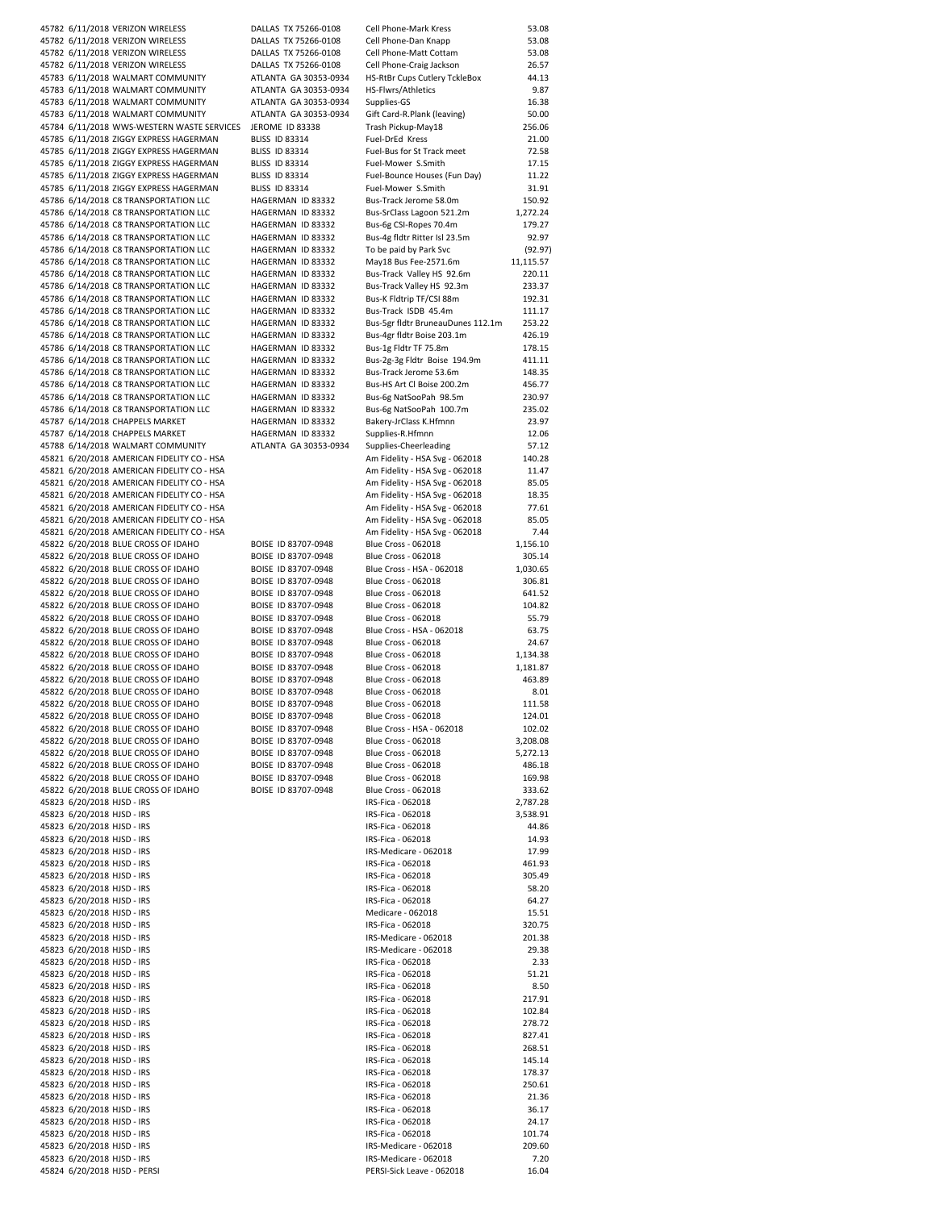| | | | | | |
|---|---|---|---|---|---|
| 45782 | 6/11/2018 | VERIZON WIRELESS | DALLAS TX 75266-0108 | Cell Phone-Mark Kress | 53.08 |
| 45782 | 6/11/2018 | VERIZON WIRELESS | DALLAS TX 75266-0108 | Cell Phone-Dan Knapp | 53.08 |
| 45782 | 6/11/2018 | VERIZON WIRELESS | DALLAS TX 75266-0108 | Cell Phone-Matt Cottam | 53.08 |
| 45782 | 6/11/2018 | VERIZON WIRELESS | DALLAS TX 75266-0108 | Cell Phone-Craig Jackson | 26.57 |
| 45783 | 6/11/2018 | WALMART COMMUNITY | ATLANTA GA 30353-0934 | HS-RtBr Cups Cutlery TckleBox | 44.13 |
| 45783 | 6/11/2018 | WALMART COMMUNITY | ATLANTA GA 30353-0934 | HS-Flwrs/Athletics | 9.87 |
| 45783 | 6/11/2018 | WALMART COMMUNITY | ATLANTA GA 30353-0934 | Supplies-GS | 16.38 |
| 45783 | 6/11/2018 | WALMART COMMUNITY | ATLANTA GA 30353-0934 | Gift Card-R.Plank (leaving) | 50.00 |
| 45784 | 6/11/2018 | WWS-WESTERN WASTE SERVICES | JEROME ID 83338 | Trash Pickup-May18 | 256.06 |
| 45785 | 6/11/2018 | ZIGGY EXPRESS HAGERMAN | BLISS ID 83314 | Fuel-DrEd Kress | 21.00 |
| 45785 | 6/11/2018 | ZIGGY EXPRESS HAGERMAN | BLISS ID 83314 | Fuel-Bus for St Track meet | 72.58 |
| 45785 | 6/11/2018 | ZIGGY EXPRESS HAGERMAN | BLISS ID 83314 | Fuel-Mower S.Smith | 17.15 |
| 45785 | 6/11/2018 | ZIGGY EXPRESS HAGERMAN | BLISS ID 83314 | Fuel-Bounce Houses (Fun Day) | 11.22 |
| 45785 | 6/11/2018 | ZIGGY EXPRESS HAGERMAN | BLISS ID 83314 | Fuel-Mower S.Smith | 31.91 |
| 45786 | 6/14/2018 | C8 TRANSPORTATION LLC | HAGERMAN ID 83332 | Bus-Track Jerome 58.0m | 150.92 |
| 45786 | 6/14/2018 | C8 TRANSPORTATION LLC | HAGERMAN ID 83332 | Bus-SrClass Lagoon 521.2m | 1,272.24 |
| 45786 | 6/14/2018 | C8 TRANSPORTATION LLC | HAGERMAN ID 83332 | Bus-6g CSI-Ropes 70.4m | 179.27 |
| 45786 | 6/14/2018 | C8 TRANSPORTATION LLC | HAGERMAN ID 83332 | Bus-4g fldtr Ritter Isl 23.5m | 92.97 |
| 45786 | 6/14/2018 | C8 TRANSPORTATION LLC | HAGERMAN ID 83332 | To be paid by Park Svc | (92.97) |
| 45786 | 6/14/2018 | C8 TRANSPORTATION LLC | HAGERMAN ID 83332 | May18 Bus Fee-2571.6m | 11,115.57 |
| 45786 | 6/14/2018 | C8 TRANSPORTATION LLC | HAGERMAN ID 83332 | Bus-Track Valley HS 92.6m | 220.11 |
| 45786 | 6/14/2018 | C8 TRANSPORTATION LLC | HAGERMAN ID 83332 | Bus-Track Valley HS 92.3m | 233.37 |
| 45786 | 6/14/2018 | C8 TRANSPORTATION LLC | HAGERMAN ID 83332 | Bus-K Fldtrip TF/CSI 88m | 192.31 |
| 45786 | 6/14/2018 | C8 TRANSPORTATION LLC | HAGERMAN ID 83332 | Bus-Track ISDB 45.4m | 111.17 |
| 45786 | 6/14/2018 | C8 TRANSPORTATION LLC | HAGERMAN ID 83332 | Bus-5gr fldtr BruneauDunes 112.1m | 253.22 |
| 45786 | 6/14/2018 | C8 TRANSPORTATION LLC | HAGERMAN ID 83332 | Bus-4gr fldtr Boise 203.1m | 426.19 |
| 45786 | 6/14/2018 | C8 TRANSPORTATION LLC | HAGERMAN ID 83332 | Bus-1g Fldtr TF 75.8m | 178.15 |
| 45786 | 6/14/2018 | C8 TRANSPORTATION LLC | HAGERMAN ID 83332 | Bus-2g-3g Fldtr Boise 194.9m | 411.11 |
| 45786 | 6/14/2018 | C8 TRANSPORTATION LLC | HAGERMAN ID 83332 | Bus-Track Jerome 53.6m | 148.35 |
| 45786 | 6/14/2018 | C8 TRANSPORTATION LLC | HAGERMAN ID 83332 | Bus-HS Art Cl Boise 200.2m | 456.77 |
| 45786 | 6/14/2018 | C8 TRANSPORTATION LLC | HAGERMAN ID 83332 | Bus-6g NatSooPah 98.5m | 230.97 |
| 45786 | 6/14/2018 | C8 TRANSPORTATION LLC | HAGERMAN ID 83332 | Bus-6g NatSooPah 100.7m | 235.02 |
| 45787 | 6/14/2018 | CHAPPELS MARKET | HAGERMAN ID 83332 | Bakery-JrClass K.Hfmnn | 23.97 |
| 45787 | 6/14/2018 | CHAPPELS MARKET | HAGERMAN ID 83332 | Supplies-R.Hfmnn | 12.06 |
| 45788 | 6/14/2018 | WALMART COMMUNITY | ATLANTA GA 30353-0934 | Supplies-Cheerleading | 57.12 |
| 45821 | 6/20/2018 | AMERICAN FIDELITY CO - HSA | | Am Fidelity - HSA Svg - 062018 | 140.28 |
| 45821 | 6/20/2018 | AMERICAN FIDELITY CO - HSA | | Am Fidelity - HSA Svg - 062018 | 11.47 |
| 45821 | 6/20/2018 | AMERICAN FIDELITY CO - HSA | | Am Fidelity - HSA Svg - 062018 | 85.05 |
| 45821 | 6/20/2018 | AMERICAN FIDELITY CO - HSA | | Am Fidelity - HSA Svg - 062018 | 18.35 |
| 45821 | 6/20/2018 | AMERICAN FIDELITY CO - HSA | | Am Fidelity - HSA Svg - 062018 | 77.61 |
| 45821 | 6/20/2018 | AMERICAN FIDELITY CO - HSA | | Am Fidelity - HSA Svg - 062018 | 85.05 |
| 45821 | 6/20/2018 | AMERICAN FIDELITY CO - HSA | | Am Fidelity - HSA Svg - 062018 | 7.44 |
| 45822 | 6/20/2018 | BLUE CROSS OF IDAHO | BOISE ID 83707-0948 | Blue Cross - 062018 | 1,156.10 |
| 45822 | 6/20/2018 | BLUE CROSS OF IDAHO | BOISE ID 83707-0948 | Blue Cross - 062018 | 305.14 |
| 45822 | 6/20/2018 | BLUE CROSS OF IDAHO | BOISE ID 83707-0948 | Blue Cross - HSA - 062018 | 1,030.65 |
| 45822 | 6/20/2018 | BLUE CROSS OF IDAHO | BOISE ID 83707-0948 | Blue Cross - 062018 | 306.81 |
| 45822 | 6/20/2018 | BLUE CROSS OF IDAHO | BOISE ID 83707-0948 | Blue Cross - 062018 | 641.52 |
| 45822 | 6/20/2018 | BLUE CROSS OF IDAHO | BOISE ID 83707-0948 | Blue Cross - 062018 | 104.82 |
| 45822 | 6/20/2018 | BLUE CROSS OF IDAHO | BOISE ID 83707-0948 | Blue Cross - 062018 | 55.79 |
| 45822 | 6/20/2018 | BLUE CROSS OF IDAHO | BOISE ID 83707-0948 | Blue Cross - HSA - 062018 | 63.75 |
| 45822 | 6/20/2018 | BLUE CROSS OF IDAHO | BOISE ID 83707-0948 | Blue Cross - 062018 | 24.67 |
| 45822 | 6/20/2018 | BLUE CROSS OF IDAHO | BOISE ID 83707-0948 | Blue Cross - 062018 | 1,134.38 |
| 45822 | 6/20/2018 | BLUE CROSS OF IDAHO | BOISE ID 83707-0948 | Blue Cross - 062018 | 1,181.87 |
| 45822 | 6/20/2018 | BLUE CROSS OF IDAHO | BOISE ID 83707-0948 | Blue Cross - 062018 | 463.89 |
| 45822 | 6/20/2018 | BLUE CROSS OF IDAHO | BOISE ID 83707-0948 | Blue Cross - 062018 | 8.01 |
| 45822 | 6/20/2018 | BLUE CROSS OF IDAHO | BOISE ID 83707-0948 | Blue Cross - 062018 | 111.58 |
| 45822 | 6/20/2018 | BLUE CROSS OF IDAHO | BOISE ID 83707-0948 | Blue Cross - 062018 | 124.01 |
| 45822 | 6/20/2018 | BLUE CROSS OF IDAHO | BOISE ID 83707-0948 | Blue Cross - HSA - 062018 | 102.02 |
| 45822 | 6/20/2018 | BLUE CROSS OF IDAHO | BOISE ID 83707-0948 | Blue Cross - 062018 | 3,208.08 |
| 45822 | 6/20/2018 | BLUE CROSS OF IDAHO | BOISE ID 83707-0948 | Blue Cross - 062018 | 5,272.13 |
| 45822 | 6/20/2018 | BLUE CROSS OF IDAHO | BOISE ID 83707-0948 | Blue Cross - 062018 | 486.18 |
| 45822 | 6/20/2018 | BLUE CROSS OF IDAHO | BOISE ID 83707-0948 | Blue Cross - 062018 | 169.98 |
| 45822 | 6/20/2018 | BLUE CROSS OF IDAHO | BOISE ID 83707-0948 | Blue Cross - 062018 | 333.62 |
| 45823 | 6/20/2018 | HJSD - IRS | | IRS-Fica - 062018 | 2,787.28 |
| 45823 | 6/20/2018 | HJSD - IRS | | IRS-Fica - 062018 | 3,538.91 |
| 45823 | 6/20/2018 | HJSD - IRS | | IRS-Fica - 062018 | 44.86 |
| 45823 | 6/20/2018 | HJSD - IRS | | IRS-Fica - 062018 | 14.93 |
| 45823 | 6/20/2018 | HJSD - IRS | | IRS-Medicare - 062018 | 17.99 |
| 45823 | 6/20/2018 | HJSD - IRS | | IRS-Fica - 062018 | 461.93 |
| 45823 | 6/20/2018 | HJSD - IRS | | IRS-Fica - 062018 | 305.49 |
| 45823 | 6/20/2018 | HJSD - IRS | | IRS-Fica - 062018 | 58.20 |
| 45823 | 6/20/2018 | HJSD - IRS | | IRS-Fica - 062018 | 64.27 |
| 45823 | 6/20/2018 | HJSD - IRS | | Medicare - 062018 | 15.51 |
| 45823 | 6/20/2018 | HJSD - IRS | | IRS-Fica - 062018 | 320.75 |
| 45823 | 6/20/2018 | HJSD - IRS | | IRS-Medicare - 062018 | 201.38 |
| 45823 | 6/20/2018 | HJSD - IRS | | IRS-Medicare - 062018 | 29.38 |
| 45823 | 6/20/2018 | HJSD - IRS | | IRS-Fica - 062018 | 2.33 |
| 45823 | 6/20/2018 | HJSD - IRS | | IRS-Fica - 062018 | 51.21 |
| 45823 | 6/20/2018 | HJSD - IRS | | IRS-Fica - 062018 | 8.50 |
| 45823 | 6/20/2018 | HJSD - IRS | | IRS-Fica - 062018 | 217.91 |
| 45823 | 6/20/2018 | HJSD - IRS | | IRS-Fica - 062018 | 102.84 |
| 45823 | 6/20/2018 | HJSD - IRS | | IRS-Fica - 062018 | 278.72 |
| 45823 | 6/20/2018 | HJSD - IRS | | IRS-Fica - 062018 | 827.41 |
| 45823 | 6/20/2018 | HJSD - IRS | | IRS-Fica - 062018 | 268.51 |
| 45823 | 6/20/2018 | HJSD - IRS | | IRS-Fica - 062018 | 145.14 |
| 45823 | 6/20/2018 | HJSD - IRS | | IRS-Fica - 062018 | 178.37 |
| 45823 | 6/20/2018 | HJSD - IRS | | IRS-Fica - 062018 | 250.61 |
| 45823 | 6/20/2018 | HJSD - IRS | | IRS-Fica - 062018 | 21.36 |
| 45823 | 6/20/2018 | HJSD - IRS | | IRS-Fica - 062018 | 36.17 |
| 45823 | 6/20/2018 | HJSD - IRS | | IRS-Fica - 062018 | 24.17 |
| 45823 | 6/20/2018 | HJSD - IRS | | IRS-Fica - 062018 | 101.74 |
| 45823 | 6/20/2018 | HJSD - IRS | | IRS-Medicare - 062018 | 209.60 |
| 45823 | 6/20/2018 | HJSD - IRS | | IRS-Medicare - 062018 | 7.20 |
| 45824 | 6/20/2018 | HJSD - PERSI | | PERSI-Sick Leave - 062018 | 16.04 |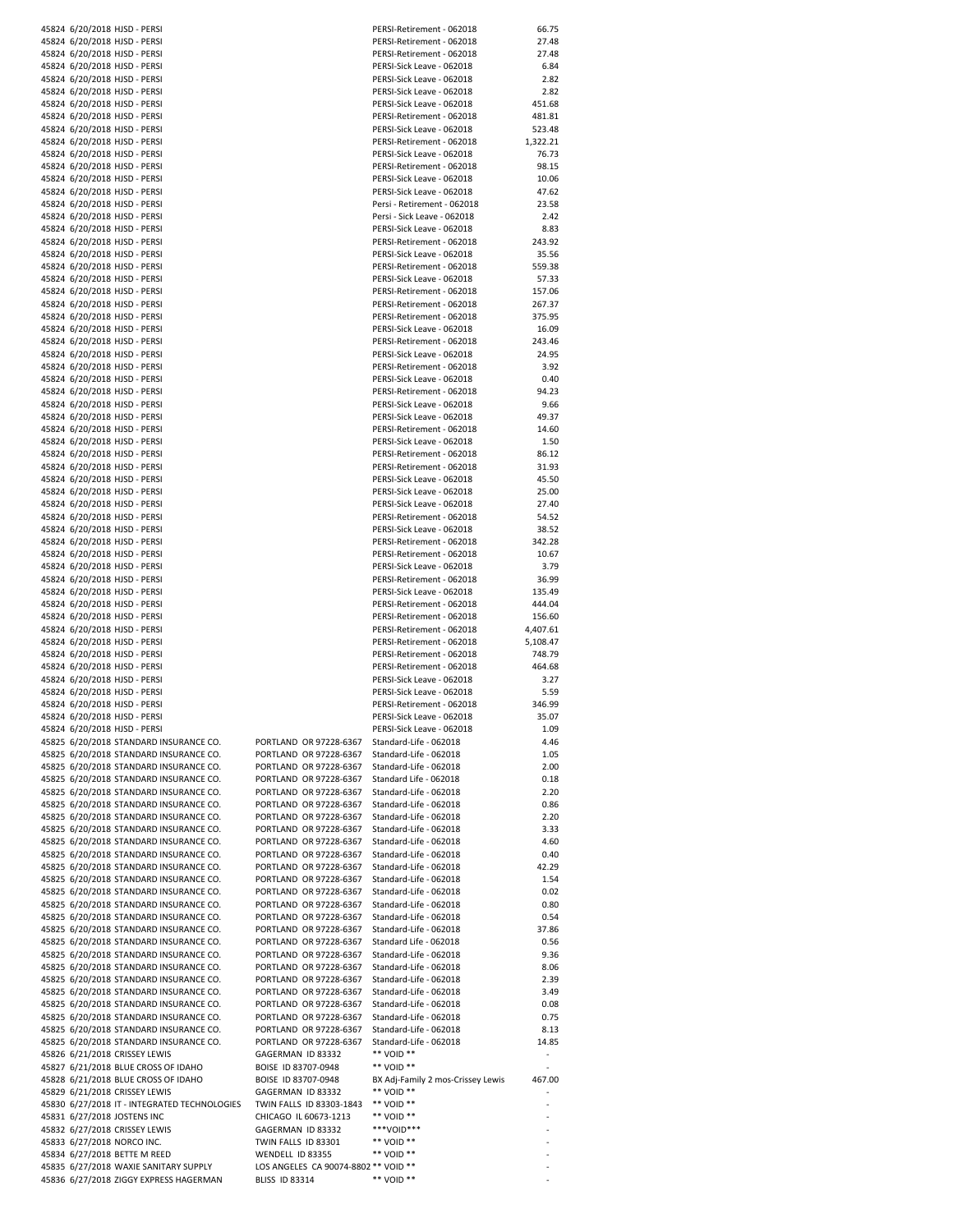| | | | | | |
|---|---|---|---|---|---|
| 45824 | 6/20/2018 | HJSD - PERSI | | PERSI-Retirement - 062018 | 66.75 |
| 45824 | 6/20/2018 | HJSD - PERSI | | PERSI-Retirement - 062018 | 27.48 |
| 45824 | 6/20/2018 | HJSD - PERSI | | PERSI-Retirement - 062018 | 27.48 |
| 45824 | 6/20/2018 | HJSD - PERSI | | PERSI-Sick Leave - 062018 | 6.84 |
| 45824 | 6/20/2018 | HJSD - PERSI | | PERSI-Sick Leave - 062018 | 2.82 |
| 45824 | 6/20/2018 | HJSD - PERSI | | PERSI-Sick Leave - 062018 | 2.82 |
| 45824 | 6/20/2018 | HJSD - PERSI | | PERSI-Sick Leave - 062018 | 451.68 |
| 45824 | 6/20/2018 | HJSD - PERSI | | PERSI-Retirement - 062018 | 481.81 |
| 45824 | 6/20/2018 | HJSD - PERSI | | PERSI-Sick Leave - 062018 | 523.48 |
| 45824 | 6/20/2018 | HJSD - PERSI | | PERSI-Retirement - 062018 | 1,322.21 |
| 45824 | 6/20/2018 | HJSD - PERSI | | PERSI-Sick Leave - 062018 | 76.73 |
| 45824 | 6/20/2018 | HJSD - PERSI | | PERSI-Retirement - 062018 | 98.15 |
| 45824 | 6/20/2018 | HJSD - PERSI | | PERSI-Sick Leave - 062018 | 10.06 |
| 45824 | 6/20/2018 | HJSD - PERSI | | PERSI-Sick Leave - 062018 | 47.62 |
| 45824 | 6/20/2018 | HJSD - PERSI | | Persi - Retirement - 062018 | 23.58 |
| 45824 | 6/20/2018 | HJSD - PERSI | | Persi - Sick Leave - 062018 | 2.42 |
| 45824 | 6/20/2018 | HJSD - PERSI | | PERSI-Sick Leave - 062018 | 8.83 |
| 45824 | 6/20/2018 | HJSD - PERSI | | PERSI-Retirement - 062018 | 243.92 |
| 45824 | 6/20/2018 | HJSD - PERSI | | PERSI-Sick Leave - 062018 | 35.56 |
| 45824 | 6/20/2018 | HJSD - PERSI | | PERSI-Retirement - 062018 | 559.38 |
| 45824 | 6/20/2018 | HJSD - PERSI | | PERSI-Sick Leave - 062018 | 57.33 |
| 45824 | 6/20/2018 | HJSD - PERSI | | PERSI-Retirement - 062018 | 157.06 |
| 45824 | 6/20/2018 | HJSD - PERSI | | PERSI-Retirement - 062018 | 267.37 |
| 45824 | 6/20/2018 | HJSD - PERSI | | PERSI-Retirement - 062018 | 375.95 |
| 45824 | 6/20/2018 | HJSD - PERSI | | PERSI-Sick Leave - 062018 | 16.09 |
| 45824 | 6/20/2018 | HJSD - PERSI | | PERSI-Retirement - 062018 | 243.46 |
| 45824 | 6/20/2018 | HJSD - PERSI | | PERSI-Sick Leave - 062018 | 24.95 |
| 45824 | 6/20/2018 | HJSD - PERSI | | PERSI-Retirement - 062018 | 3.92 |
| 45824 | 6/20/2018 | HJSD - PERSI | | PERSI-Sick Leave - 062018 | 0.40 |
| 45824 | 6/20/2018 | HJSD - PERSI | | PERSI-Retirement - 062018 | 94.23 |
| 45824 | 6/20/2018 | HJSD - PERSI | | PERSI-Sick Leave - 062018 | 9.66 |
| 45824 | 6/20/2018 | HJSD - PERSI | | PERSI-Sick Leave - 062018 | 49.37 |
| 45824 | 6/20/2018 | HJSD - PERSI | | PERSI-Retirement - 062018 | 14.60 |
| 45824 | 6/20/2018 | HJSD - PERSI | | PERSI-Sick Leave - 062018 | 1.50 |
| 45824 | 6/20/2018 | HJSD - PERSI | | PERSI-Retirement - 062018 | 86.12 |
| 45824 | 6/20/2018 | HJSD - PERSI | | PERSI-Retirement - 062018 | 31.93 |
| 45824 | 6/20/2018 | HJSD - PERSI | | PERSI-Sick Leave - 062018 | 45.50 |
| 45824 | 6/20/2018 | HJSD - PERSI | | PERSI-Sick Leave - 062018 | 25.00 |
| 45824 | 6/20/2018 | HJSD - PERSI | | PERSI-Sick Leave - 062018 | 27.40 |
| 45824 | 6/20/2018 | HJSD - PERSI | | PERSI-Retirement - 062018 | 54.52 |
| 45824 | 6/20/2018 | HJSD - PERSI | | PERSI-Sick Leave - 062018 | 38.52 |
| 45824 | 6/20/2018 | HJSD - PERSI | | PERSI-Retirement - 062018 | 342.28 |
| 45824 | 6/20/2018 | HJSD - PERSI | | PERSI-Retirement - 062018 | 10.67 |
| 45824 | 6/20/2018 | HJSD - PERSI | | PERSI-Sick Leave - 062018 | 3.79 |
| 45824 | 6/20/2018 | HJSD - PERSI | | PERSI-Retirement - 062018 | 36.99 |
| 45824 | 6/20/2018 | HJSD - PERSI | | PERSI-Sick Leave - 062018 | 135.49 |
| 45824 | 6/20/2018 | HJSD - PERSI | | PERSI-Retirement - 062018 | 444.04 |
| 45824 | 6/20/2018 | HJSD - PERSI | | PERSI-Retirement - 062018 | 156.60 |
| 45824 | 6/20/2018 | HJSD - PERSI | | PERSI-Retirement - 062018 | 4,407.61 |
| 45824 | 6/20/2018 | HJSD - PERSI | | PERSI-Retirement - 062018 | 5,108.47 |
| 45824 | 6/20/2018 | HJSD - PERSI | | PERSI-Retirement - 062018 | 748.79 |
| 45824 | 6/20/2018 | HJSD - PERSI | | PERSI-Retirement - 062018 | 464.68 |
| 45824 | 6/20/2018 | HJSD - PERSI | | PERSI-Sick Leave - 062018 | 3.27 |
| 45824 | 6/20/2018 | HJSD - PERSI | | PERSI-Sick Leave - 062018 | 5.59 |
| 45824 | 6/20/2018 | HJSD - PERSI | | PERSI-Retirement - 062018 | 346.99 |
| 45824 | 6/20/2018 | HJSD - PERSI | | PERSI-Sick Leave - 062018 | 35.07 |
| 45824 | 6/20/2018 | HJSD - PERSI | | PERSI-Sick Leave - 062018 | 1.09 |
| 45825 | 6/20/2018 | STANDARD INSURANCE CO. | PORTLAND OR 97228-6367 | Standard-Life - 062018 | 4.46 |
| 45825 | 6/20/2018 | STANDARD INSURANCE CO. | PORTLAND OR 97228-6367 | Standard-Life - 062018 | 1.05 |
| 45825 | 6/20/2018 | STANDARD INSURANCE CO. | PORTLAND OR 97228-6367 | Standard-Life - 062018 | 2.00 |
| 45825 | 6/20/2018 | STANDARD INSURANCE CO. | PORTLAND OR 97228-6367 | Standard Life - 062018 | 0.18 |
| 45825 | 6/20/2018 | STANDARD INSURANCE CO. | PORTLAND OR 97228-6367 | Standard-Life - 062018 | 2.20 |
| 45825 | 6/20/2018 | STANDARD INSURANCE CO. | PORTLAND OR 97228-6367 | Standard-Life - 062018 | 0.86 |
| 45825 | 6/20/2018 | STANDARD INSURANCE CO. | PORTLAND OR 97228-6367 | Standard-Life - 062018 | 2.20 |
| 45825 | 6/20/2018 | STANDARD INSURANCE CO. | PORTLAND OR 97228-6367 | Standard-Life - 062018 | 3.33 |
| 45825 | 6/20/2018 | STANDARD INSURANCE CO. | PORTLAND OR 97228-6367 | Standard-Life - 062018 | 4.60 |
| 45825 | 6/20/2018 | STANDARD INSURANCE CO. | PORTLAND OR 97228-6367 | Standard-Life - 062018 | 0.40 |
| 45825 | 6/20/2018 | STANDARD INSURANCE CO. | PORTLAND OR 97228-6367 | Standard-Life - 062018 | 42.29 |
| 45825 | 6/20/2018 | STANDARD INSURANCE CO. | PORTLAND OR 97228-6367 | Standard-Life - 062018 | 1.54 |
| 45825 | 6/20/2018 | STANDARD INSURANCE CO. | PORTLAND OR 97228-6367 | Standard-Life - 062018 | 0.02 |
| 45825 | 6/20/2018 | STANDARD INSURANCE CO. | PORTLAND OR 97228-6367 | Standard-Life - 062018 | 0.80 |
| 45825 | 6/20/2018 | STANDARD INSURANCE CO. | PORTLAND OR 97228-6367 | Standard-Life - 062018 | 0.54 |
| 45825 | 6/20/2018 | STANDARD INSURANCE CO. | PORTLAND OR 97228-6367 | Standard-Life - 062018 | 37.86 |
| 45825 | 6/20/2018 | STANDARD INSURANCE CO. | PORTLAND OR 97228-6367 | Standard Life - 062018 | 0.56 |
| 45825 | 6/20/2018 | STANDARD INSURANCE CO. | PORTLAND OR 97228-6367 | Standard-Life - 062018 | 9.36 |
| 45825 | 6/20/2018 | STANDARD INSURANCE CO. | PORTLAND OR 97228-6367 | Standard-Life - 062018 | 8.06 |
| 45825 | 6/20/2018 | STANDARD INSURANCE CO. | PORTLAND OR 97228-6367 | Standard-Life - 062018 | 2.39 |
| 45825 | 6/20/2018 | STANDARD INSURANCE CO. | PORTLAND OR 97228-6367 | Standard-Life - 062018 | 3.49 |
| 45825 | 6/20/2018 | STANDARD INSURANCE CO. | PORTLAND OR 97228-6367 | Standard-Life - 062018 | 0.08 |
| 45825 | 6/20/2018 | STANDARD INSURANCE CO. | PORTLAND OR 97228-6367 | Standard-Life - 062018 | 0.75 |
| 45825 | 6/20/2018 | STANDARD INSURANCE CO. | PORTLAND OR 97228-6367 | Standard-Life - 062018 | 8.13 |
| 45825 | 6/20/2018 | STANDARD INSURANCE CO. | PORTLAND OR 97228-6367 | Standard-Life - 062018 | 14.85 |
| 45826 | 6/21/2018 | CRISSEY LEWIS | GAGERMAN ID 83332 | ** VOID ** | - |
| 45827 | 6/21/2018 | BLUE CROSS OF IDAHO | BOISE ID 83707-0948 | ** VOID ** | - |
| 45828 | 6/21/2018 | BLUE CROSS OF IDAHO | BOISE ID 83707-0948 | BX Adj-Family 2 mos-Crissey Lewis | 467.00 |
| 45829 | 6/21/2018 | CRISSEY LEWIS | GAGERMAN ID 83332 | ** VOID ** | - |
| 45830 | 6/27/2018 | IT - INTEGRATED TECHNOLOGIES | TWIN FALLS ID 83303-1843 | ** VOID ** | - |
| 45831 | 6/27/2018 | JOSTENS INC | CHICAGO IL 60673-1213 | ** VOID ** | - |
| 45832 | 6/27/2018 | CRISSEY LEWIS | GAGERMAN ID 83332 | ***VOID*** | - |
| 45833 | 6/27/2018 | NORCO INC. | TWIN FALLS ID 83301 | ** VOID ** | - |
| 45834 | 6/27/2018 | BETTE M REED | WENDELL ID 83355 | ** VOID ** | - |
| 45835 | 6/27/2018 | WAXIE SANITARY SUPPLY | LOS ANGELES CA 90074-8802 | ** VOID ** | - |
| 45836 | 6/27/2018 | ZIGGY EXPRESS HAGERMAN | BLISS ID 83314 | ** VOID ** | - |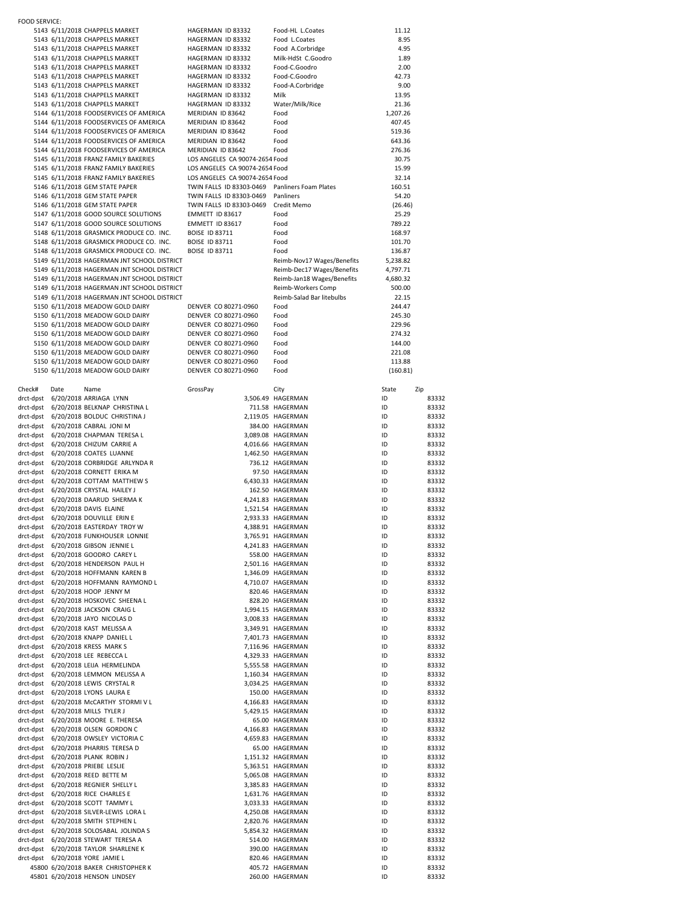FOOD SERVICE:

| | | | | | |
|---|---|---|---|---|---|
| 5143 | 6/11/2018 | CHAPPELS MARKET | HAGERMAN ID 83332 | Food-HL L.Coates | 11.12 |
| 5143 | 6/11/2018 | CHAPPELS MARKET | HAGERMAN ID 83332 | Food L.Coates | 8.95 |
| 5143 | 6/11/2018 | CHAPPELS MARKET | HAGERMAN ID 83332 | Food A.Corbridge | 4.95 |
| 5143 | 6/11/2018 | CHAPPELS MARKET | HAGERMAN ID 83332 | Milk-HdSt C.Goodro | 1.89 |
| 5143 | 6/11/2018 | CHAPPELS MARKET | HAGERMAN ID 83332 | Food-C.Goodro | 2.00 |
| 5143 | 6/11/2018 | CHAPPELS MARKET | HAGERMAN ID 83332 | Food-C.Goodro | 42.73 |
| 5143 | 6/11/2018 | CHAPPELS MARKET | HAGERMAN ID 83332 | Food-A.Corbridge | 9.00 |
| 5143 | 6/11/2018 | CHAPPELS MARKET | HAGERMAN ID 83332 | Milk | 13.95 |
| 5143 | 6/11/2018 | CHAPPELS MARKET | HAGERMAN ID 83332 | Water/Milk/Rice | 21.36 |
| 5144 | 6/11/2018 | FOODSERVICES OF AMERICA | MERIDIAN ID 83642 | Food | 1,207.26 |
| 5144 | 6/11/2018 | FOODSERVICES OF AMERICA | MERIDIAN ID 83642 | Food | 407.45 |
| 5144 | 6/11/2018 | FOODSERVICES OF AMERICA | MERIDIAN ID 83642 | Food | 519.36 |
| 5144 | 6/11/2018 | FOODSERVICES OF AMERICA | MERIDIAN ID 83642 | Food | 643.36 |
| 5144 | 6/11/2018 | FOODSERVICES OF AMERICA | MERIDIAN ID 83642 | Food | 276.36 |
| 5145 | 6/11/2018 | FRANZ FAMILY BAKERIES | LOS ANGELES CA 90074-2654 | Food | 30.75 |
| 5145 | 6/11/2018 | FRANZ FAMILY BAKERIES | LOS ANGELES CA 90074-2654 | Food | 15.99 |
| 5145 | 6/11/2018 | FRANZ FAMILY BAKERIES | LOS ANGELES CA 90074-2654 | Food | 32.14 |
| 5146 | 6/11/2018 | GEM STATE PAPER | TWIN FALLS ID 83303-0469 | Panliners Foam Plates | 160.51 |
| 5146 | 6/11/2018 | GEM STATE PAPER | TWIN FALLS ID 83303-0469 | Panliners | 54.20 |
| 5146 | 6/11/2018 | GEM STATE PAPER | TWIN FALLS ID 83303-0469 | Credit Memo | (26.46) |
| 5147 | 6/11/2018 | GOOD SOURCE SOLUTIONS | EMMETT ID 83617 | Food | 25.29 |
| 5147 | 6/11/2018 | GOOD SOURCE SOLUTIONS | EMMETT ID 83617 | Food | 789.22 |
| 5148 | 6/11/2018 | GRASMICK PRODUCE CO. INC. | BOISE ID 83711 | Food | 168.97 |
| 5148 | 6/11/2018 | GRASMICK PRODUCE CO. INC. | BOISE ID 83711 | Food | 101.70 |
| 5148 | 6/11/2018 | GRASMICK PRODUCE CO. INC. | BOISE ID 83711 | Food | 136.87 |
| 5149 | 6/11/2018 | HAGERMAN JNT SCHOOL DISTRICT | | Reimb-Nov17 Wages/Benefits | 5,238.82 |
| 5149 | 6/11/2018 | HAGERMAN JNT SCHOOL DISTRICT | | Reimb-Dec17 Wages/Benefits | 4,797.71 |
| 5149 | 6/11/2018 | HAGERMAN JNT SCHOOL DISTRICT | | Reimb-Jan18 Wages/Benefits | 4,680.32 |
| 5149 | 6/11/2018 | HAGERMAN JNT SCHOOL DISTRICT | | Reimb-Workers Comp | 500.00 |
| 5149 | 6/11/2018 | HAGERMAN JNT SCHOOL DISTRICT | | Reimb-Salad Bar litebulbs | 22.15 |
| 5150 | 6/11/2018 | MEADOW GOLD DAIRY | DENVER CO 80271-0960 | Food | 244.47 |
| 5150 | 6/11/2018 | MEADOW GOLD DAIRY | DENVER CO 80271-0960 | Food | 245.30 |
| 5150 | 6/11/2018 | MEADOW GOLD DAIRY | DENVER CO 80271-0960 | Food | 229.96 |
| 5150 | 6/11/2018 | MEADOW GOLD DAIRY | DENVER CO 80271-0960 | Food | 274.32 |
| 5150 | 6/11/2018 | MEADOW GOLD DAIRY | DENVER CO 80271-0960 | Food | 144.00 |
| 5150 | 6/11/2018 | MEADOW GOLD DAIRY | DENVER CO 80271-0960 | Food | 221.08 |
| 5150 | 6/11/2018 | MEADOW GOLD DAIRY | DENVER CO 80271-0960 | Food | 113.88 |
| 5150 | 6/11/2018 | MEADOW GOLD DAIRY | DENVER CO 80271-0960 | Food | (160.81) |

| Check# | Date | Name | GrossPay | City | State | Zip |
|---|---|---|---|---|---|---|
| drct-dpst | 6/20/2018 | ARRIAGA LYNN | 3,506.49 | HAGERMAN | ID | 83332 |
| drct-dpst | 6/20/2018 | BELKNAP CHRISTINA L | 711.58 | HAGERMAN | ID | 83332 |
| drct-dpst | 6/20/2018 | BOLDUC CHRISTINA J | 2,119.05 | HAGERMAN | ID | 83332 |
| drct-dpst | 6/20/2018 | CABRAL JONI M | 384.00 | HAGERMAN | ID | 83332 |
| drct-dpst | 6/20/2018 | CHAPMAN TERESA L | 3,089.08 | HAGERMAN | ID | 83332 |
| drct-dpst | 6/20/2018 | CHIZUM CARRIE A | 4,016.66 | HAGERMAN | ID | 83332 |
| drct-dpst | 6/20/2018 | COATES LUANNE | 1,462.50 | HAGERMAN | ID | 83332 |
| drct-dpst | 6/20/2018 | CORBRIDGE ARLYNDA R | 736.12 | HAGERMAN | ID | 83332 |
| drct-dpst | 6/20/2018 | CORNETT ERIKA M | 97.50 | HAGERMAN | ID | 83332 |
| drct-dpst | 6/20/2018 | COTTAM MATTHEW S | 6,430.33 | HAGERMAN | ID | 83332 |
| drct-dpst | 6/20/2018 | CRYSTAL HAILEY J | 162.50 | HAGERMAN | ID | 83332 |
| drct-dpst | 6/20/2018 | DAARUD SHERMA K | 4,241.83 | HAGERMAN | ID | 83332 |
| drct-dpst | 6/20/2018 | DAVIS ELAINE | 1,521.54 | HAGERMAN | ID | 83332 |
| drct-dpst | 6/20/2018 | DOUVILLE ERIN E | 2,933.33 | HAGERMAN | ID | 83332 |
| drct-dpst | 6/20/2018 | EASTERDAY TROY W | 4,388.91 | HAGERMAN | ID | 83332 |
| drct-dpst | 6/20/2018 | FUNKHOUSER LONNIE | 3,765.91 | HAGERMAN | ID | 83332 |
| drct-dpst | 6/20/2018 | GIBSON JENNIE L | 4,241.83 | HAGERMAN | ID | 83332 |
| drct-dpst | 6/20/2018 | GOODRO CAREY L | 558.00 | HAGERMAN | ID | 83332 |
| drct-dpst | 6/20/2018 | HENDERSON PAUL H | 2,501.16 | HAGERMAN | ID | 83332 |
| drct-dpst | 6/20/2018 | HOFFMANN KAREN B | 1,346.09 | HAGERMAN | ID | 83332 |
| drct-dpst | 6/20/2018 | HOFFMANN RAYMOND L | 4,710.07 | HAGERMAN | ID | 83332 |
| drct-dpst | 6/20/2018 | HOOP JENNY M | 820.46 | HAGERMAN | ID | 83332 |
| drct-dpst | 6/20/2018 | HOSKOVEC SHEENA L | 828.20 | HAGERMAN | ID | 83332 |
| drct-dpst | 6/20/2018 | JACKSON CRAIG L | 1,994.15 | HAGERMAN | ID | 83332 |
| drct-dpst | 6/20/2018 | JAYO NICOLAS D | 3,008.33 | HAGERMAN | ID | 83332 |
| drct-dpst | 6/20/2018 | KAST MELISSA A | 3,349.91 | HAGERMAN | ID | 83332 |
| drct-dpst | 6/20/2018 | KNAPP DANIEL L | 7,401.73 | HAGERMAN | ID | 83332 |
| drct-dpst | 6/20/2018 | KRESS MARK S | 7,116.96 | HAGERMAN | ID | 83332 |
| drct-dpst | 6/20/2018 | LEE REBECCA L | 4,329.33 | HAGERMAN | ID | 83332 |
| drct-dpst | 6/20/2018 | LEIJA HERMELINDA | 5,555.58 | HAGERMAN | ID | 83332 |
| drct-dpst | 6/20/2018 | LEMMON MELISSA A | 1,160.34 | HAGERMAN | ID | 83332 |
| drct-dpst | 6/20/2018 | LEWIS CRYSTAL R | 3,034.25 | HAGERMAN | ID | 83332 |
| drct-dpst | 6/20/2018 | LYONS LAURA E | 150.00 | HAGERMAN | ID | 83332 |
| drct-dpst | 6/20/2018 | McCARTHY STORMI V L | 4,166.83 | HAGERMAN | ID | 83332 |
| drct-dpst | 6/20/2018 | MILLS TYLER J | 5,429.15 | HAGERMAN | ID | 83332 |
| drct-dpst | 6/20/2018 | MOORE E. THERESA | 65.00 | HAGERMAN | ID | 83332 |
| drct-dpst | 6/20/2018 | OLSEN GORDON C | 4,166.83 | HAGERMAN | ID | 83332 |
| drct-dpst | 6/20/2018 | OWSLEY VICTORIA C | 4,659.83 | HAGERMAN | ID | 83332 |
| drct-dpst | 6/20/2018 | PHARRIS TERESA D | 65.00 | HAGERMAN | ID | 83332 |
| drct-dpst | 6/20/2018 | PLANK ROBIN J | 1,151.32 | HAGERMAN | ID | 83332 |
| drct-dpst | 6/20/2018 | PRIEBE LESLIE | 5,363.51 | HAGERMAN | ID | 83332 |
| drct-dpst | 6/20/2018 | REED BETTE M | 5,065.08 | HAGERMAN | ID | 83332 |
| drct-dpst | 6/20/2018 | REGNIER SHELLY L | 3,385.83 | HAGERMAN | ID | 83332 |
| drct-dpst | 6/20/2018 | RICE CHARLES E | 1,631.76 | HAGERMAN | ID | 83332 |
| drct-dpst | 6/20/2018 | SCOTT TAMMY L | 3,033.33 | HAGERMAN | ID | 83332 |
| drct-dpst | 6/20/2018 | SILVER-LEWIS LORA L | 4,250.08 | HAGERMAN | ID | 83332 |
| drct-dpst | 6/20/2018 | SMITH STEPHEN L | 2,820.76 | HAGERMAN | ID | 83332 |
| drct-dpst | 6/20/2018 | SOLOSABAL JOLINDA S | 5,854.32 | HAGERMAN | ID | 83332 |
| drct-dpst | 6/20/2018 | STEWART TERESA A | 514.00 | HAGERMAN | ID | 83332 |
| drct-dpst | 6/20/2018 | TAYLOR SHARLENE K | 390.00 | HAGERMAN | ID | 83332 |
| drct-dpst | 6/20/2018 | YORE JAMIE L | 820.46 | HAGERMAN | ID | 83332 |
| 45800 | 6/20/2018 | BAKER CHRISTOPHER K | 405.72 | HAGERMAN | ID | 83332 |
| 45801 | 6/20/2018 | HENSON LINDSEY | 260.00 | HAGERMAN | ID | 83332 |